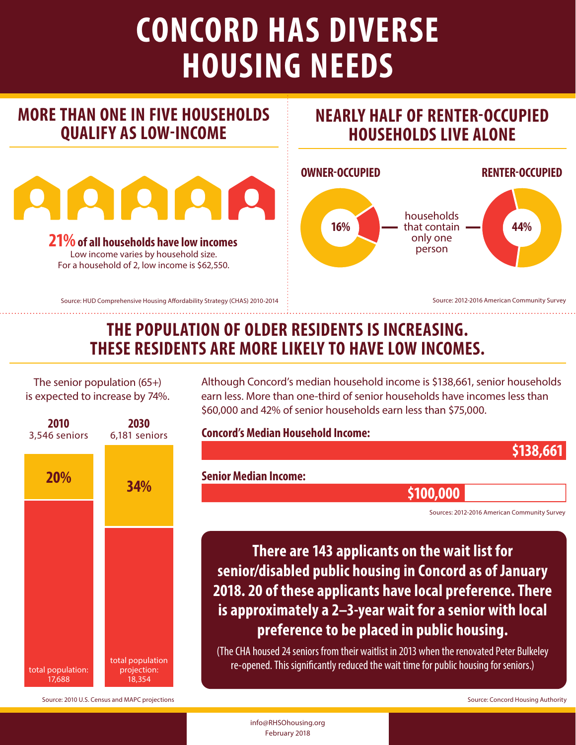# CONCORD HAS DIVERSE HOUSING NEEDS

## MORE THAN ONE IN FIVE HOUSEHOLDS QUALIFY AS LOW-INCOME

**21% of all households have low incomes**
Low income varies by household size.
For a household of 2, low income is $62,550.

Source: HUD Comprehensive Housing Affordability Strategy (CHAS) 2010-2014

## NEARLY HALF OF RENTER-OCCUPIED HOUSEHOLDS LIVE ALONE

**OWNER-OCCUPIED**

16%

households that contain only one person

**RENTER-OCCUPIED**

44%

Source: 2012-2016 American Community Survey

## THE POPULATION OF OLDER RESIDENTS IS INCREASING. THESE RESIDENTS ARE MORE LIKELY TO HAVE LOW INCOMES.

The senior population (65+) is expected to increase by 74%.

| | **2010** | **2030** |
|---|---|---|
| Seniors | 3,546 seniors | 6,181 seniors |
| Share of population | 20% | 34% |
| Population | total population: 17,688 | total population projection: 18,354 |

Source: 2010 U.S. Census and MAPC projections

Although Concord's median household income is $138,661, senior households earn less. More than one-third of senior households have incomes less than $60,000 and 42% of senior households earn less than $75,000.

**Concord's Median Household Income:** $138,661

**Senior Median Income:** $100,000

Sources: 2012-2016 American Community Survey

**There are 143 applicants on the wait list for senior/disabled public housing in Concord as of January 2018. 20 of these applicants have local preference. There is approximately a 2–3-year wait for a senior with local preference to be placed in public housing.**

(The CHA housed 24 seniors from their waitlist in 2013 when the renovated Peter Bulkeley re-opened. This significantly reduced the wait time for public housing for seniors.)

Source: Concord Housing Authority

info@RHSOhousing.org
February 2018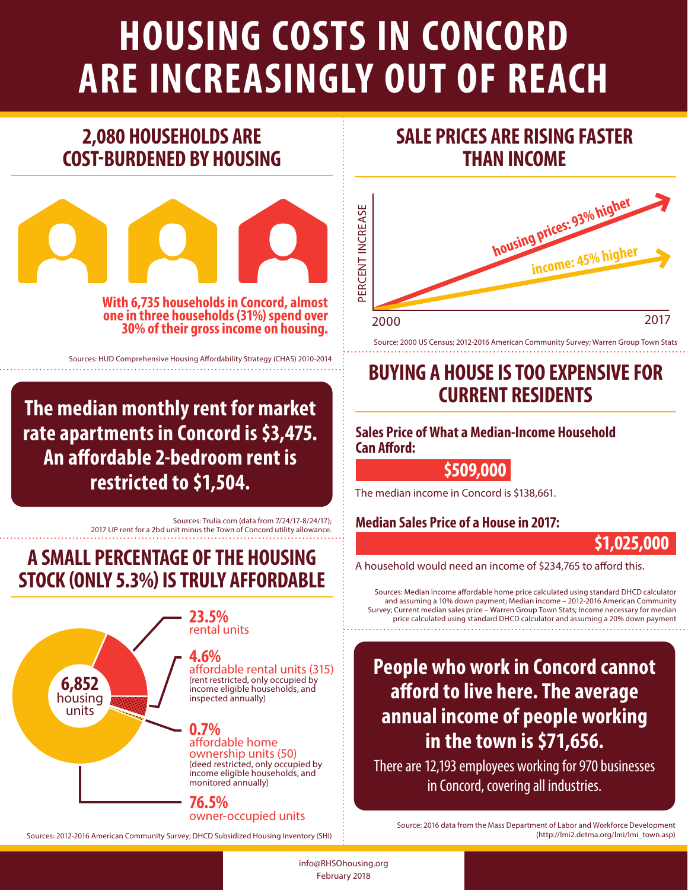# HOUSING COSTS IN CONCORD ARE INCREASINGLY OUT OF REACH

## 2,080 HOUSEHOLDS ARE COST-BURDENED BY HOUSING

**With 6,735 households in Concord, almost one in three households (31%) spend over 30% of their gross income on housing.**

Sources: HUD Comprehensive Housing Affordability Strategy (CHAS) 2010-2014

**The median monthly rent for market rate apartments in Concord is $3,475. An affordable 2-bedroom rent is restricted to $1,504.**

Sources: Trulia.com (data from 7/24/17-8/24/17); 2017 LIP rent for a 2bd unit minus the Town of Concord utility allowance.

## A SMALL PERCENTAGE OF THE HOUSING STOCK (ONLY 5.3%) IS TRULY AFFORDABLE

6,852 housing units

**23.5%** rental units

**4.6%** affordable rental units (315) (rent restricted, only occupied by income eligible households, and inspected annually)

**0.7%** affordable home ownership units (50) (deed restricted, only occupied by income eligible households, and monitored annually)

**76.5%** owner-occupied units

Sources: 2012-2016 American Community Survey; DHCD Subsidized Housing Inventory (SHI)

## SALE PRICES ARE RISING FASTER THAN INCOME

PERCENT INCREASE

housing prices: 93% higher

income: 45% higher

2000

2017

Source: 2000 US Census; 2012-2016 American Community Survey; Warren Group Town Stats

## BUYING A HOUSE IS TOO EXPENSIVE FOR CURRENT RESIDENTS

### Sales Price of What a Median-Income Household Can Afford:

**$509,000**

The median income in Concord is $138,661.

### Median Sales Price of a House in 2017:

**$1,025,000**

A household would need an income of $234,765 to afford this.

Sources: Median income affordable home price calculated using standard DHCD calculator and assuming a 10% down payment; Median income – 2012-2016 American Community Survey; Current median sales price – Warren Group Town Stats; Income necessary for median price calculated using standard DHCD calculator and assuming a 20% down payment

**People who work in Concord cannot afford to live here. The average annual income of people working in the town is $71,656.**

There are 12,193 employees working for 970 businesses in Concord, covering all industries.

Source: 2016 data from the Mass Department of Labor and Workforce Development (http://lmi2.detma.org/lmi/lmi_town.asp)

info@RHSOhousing.org
February 2018